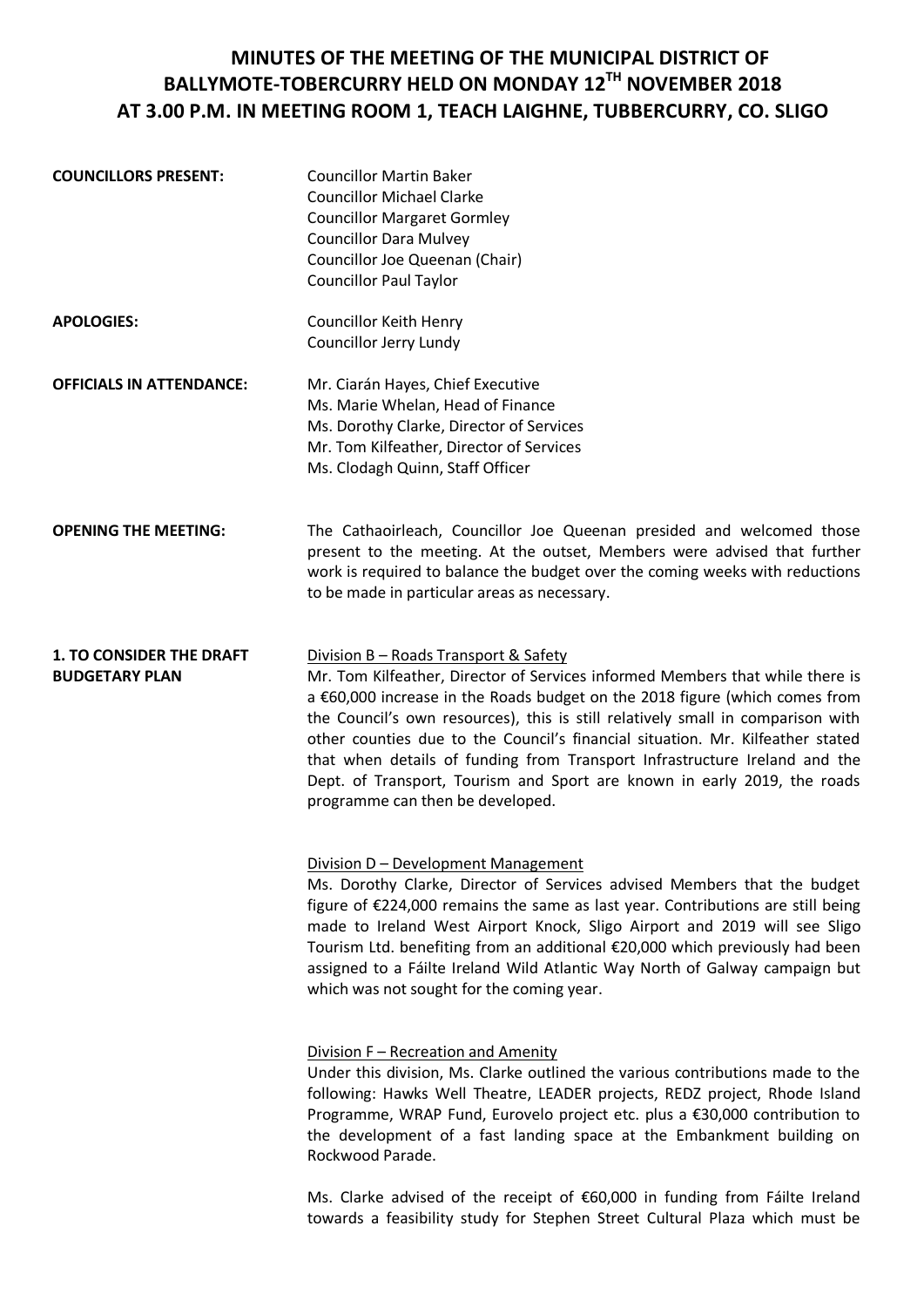# MINUTES OF THE MEETING OF THE MUNICIPAL DISTRICT OF BALLYMOTE-TOBERCURRY HELD ON MONDAY 12TH NOVEMBER 2018 AT 3.00 P.M. IN MEETING ROOM 1, TEACH LAIGHNE, TUBBERCURRY, CO. SLIGO

**COUNCILLORS PRESENT:**

Councillor Martin Baker
Councillor Michael Clarke
Councillor Margaret Gormley
Councillor Dara Mulvey
Councillor Joe Queenan (Chair)
Councillor Paul Taylor

**APOLOGIES:**

Councillor Keith Henry
Councillor Jerry Lundy

**OFFICIALS IN ATTENDANCE:**

Mr. Ciarán Hayes, Chief Executive
Ms. Marie Whelan, Head of Finance
Ms. Dorothy Clarke, Director of Services
Mr. Tom Kilfeather, Director of Services
Ms. Clodagh Quinn, Staff Officer

**OPENING THE MEETING:**

The Cathaoirleach, Councillor Joe Queenan presided and welcomed those present to the meeting. At the outset, Members were advised that further work is required to balance the budget over the coming weeks with reductions to be made in particular areas as necessary.

**1. TO CONSIDER THE DRAFT BUDGETARY PLAN**

Division B – Roads Transport & Safety

Mr. Tom Kilfeather, Director of Services informed Members that while there is a €60,000 increase in the Roads budget on the 2018 figure (which comes from the Council's own resources), this is still relatively small in comparison with other counties due to the Council's financial situation. Mr. Kilfeather stated that when details of funding from Transport Infrastructure Ireland and the Dept. of Transport, Tourism and Sport are known in early 2019, the roads programme can then be developed.

Division D – Development Management

Ms. Dorothy Clarke, Director of Services advised Members that the budget figure of €224,000 remains the same as last year. Contributions are still being made to Ireland West Airport Knock, Sligo Airport and 2019 will see Sligo Tourism Ltd. benefiting from an additional €20,000 which previously had been assigned to a Fáilte Ireland Wild Atlantic Way North of Galway campaign but which was not sought for the coming year.

Division F – Recreation and Amenity

Under this division, Ms. Clarke outlined the various contributions made to the following: Hawks Well Theatre, LEADER projects, REDZ project, Rhode Island Programme, WRAP Fund, Eurovelo project etc. plus a €30,000 contribution to the development of a fast landing space at the Embankment building on Rockwood Parade.

Ms. Clarke advised of the receipt of €60,000 in funding from Fáilte Ireland towards a feasibility study for Stephen Street Cultural Plaza which must be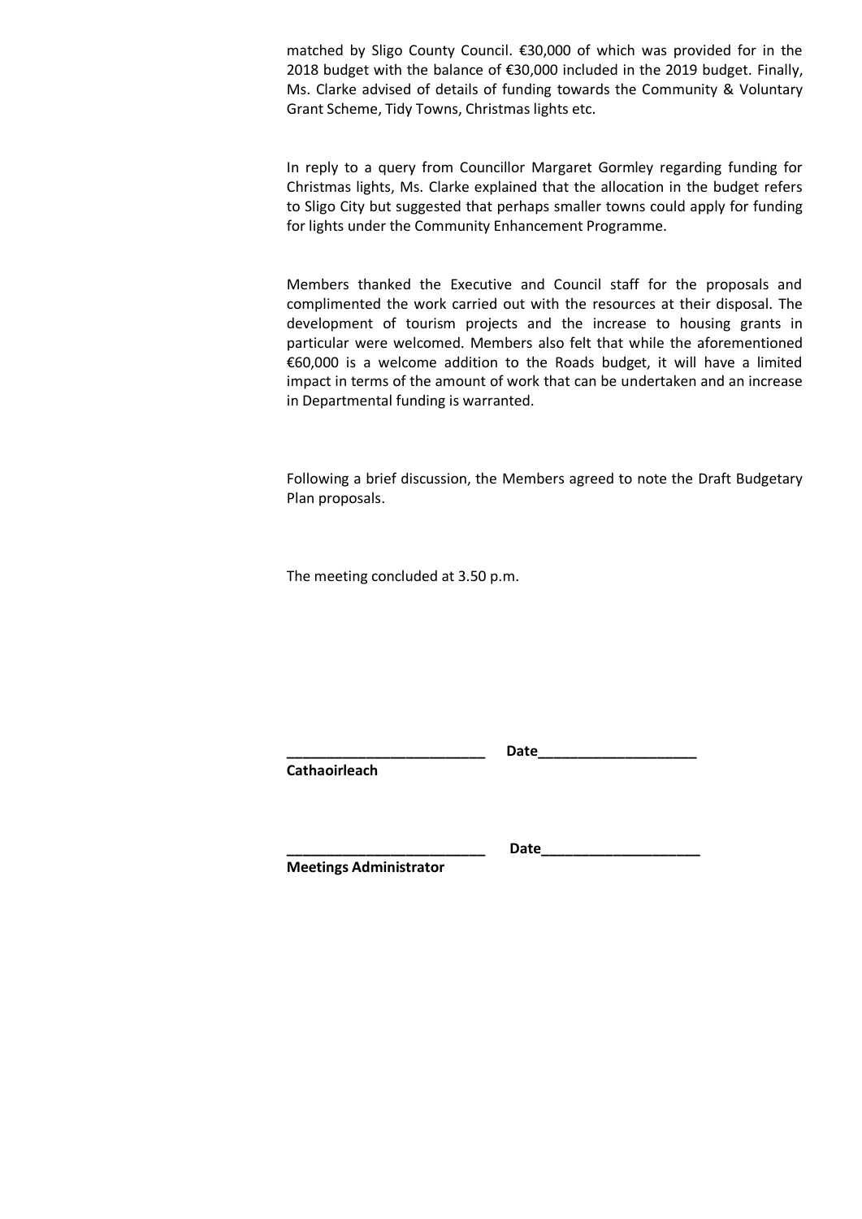matched by Sligo County Council. €30,000 of which was provided for in the 2018 budget with the balance of €30,000 included in the 2019 budget. Finally, Ms. Clarke advised of details of funding towards the Community & Voluntary Grant Scheme, Tidy Towns, Christmas lights etc.

In reply to a query from Councillor Margaret Gormley regarding funding for Christmas lights, Ms. Clarke explained that the allocation in the budget refers to Sligo City but suggested that perhaps smaller towns could apply for funding for lights under the Community Enhancement Programme.

Members thanked the Executive and Council staff for the proposals and complimented the work carried out with the resources at their disposal. The development of tourism projects and the increase to housing grants in particular were welcomed. Members also felt that while the aforementioned €60,000 is a welcome addition to the Roads budget, it will have a limited impact in terms of the amount of work that can be undertaken and an increase in Departmental funding is warranted.

Following a brief discussion, the Members agreed to note the Draft Budgetary Plan proposals.

The meeting concluded at 3.50 p.m.

**_________________________** **Date____________________**
**Cathaoirleach**

**_________________________** **Date____________________**
**Meetings Administrator**